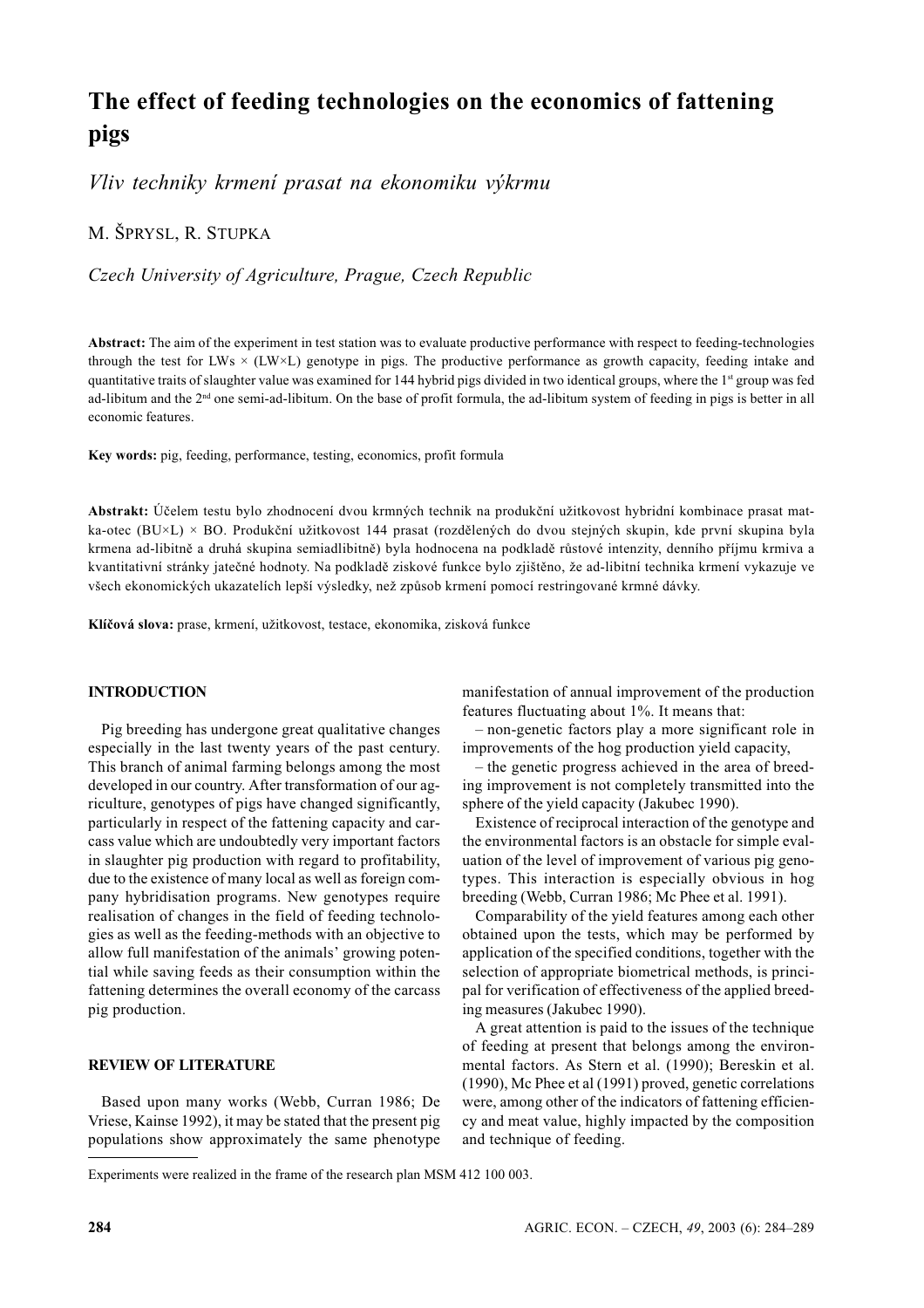# The effect of feeding technologies on the economics of fattening pigs

*Vliv techniky krmení prasat na ekonomiku výkrmu*

M. Šprysl, R. Stupka

*Czech University of Agriculture, Prague, Czech Republic*

**Abstract:** The aim of the experiment in test station was to evaluate productive performance with respect to feeding-technologies through the test for LWs × (LW×L) genotype in pigs. The productive performance as growth capacity, feeding intake and quantitative traits of slaughter value was examined for 144 hybrid pigs divided in two identical groups, where the 1st group was fed ad-libitum and the 2nd one semi-ad-libitum. On the base of profit formula, the ad-libitum system of feeding in pigs is better in all economic features.

**Key words:** pig, feeding, performance, testing, economics, profit formula

**Abstrakt:** Účelem testu bylo zhodnocení dvou krmných technik na produkční užitkovost hybridní kombinace prasat matka-otec (BU×L) × BO. Produkční užitkovost 144 prasat (rozdělených do dvou stejných skupin, kde první skupina byla krmena ad-libitně a druhá skupina semiadlibitně) byla hodnocena na podkladě růstové intenzity, denního příjmu krmiva a kvantitativní stránky jatečné hodnoty. Na podkladě ziskové funkce bylo zjištěno, že ad-libitní technika krmení vykazuje ve všech ekonomických ukazatelích lepší výsledky, než způsob krmení pomocí restringované krmné dávky.

**Klíčová slova:** prase, krmení, užitkovost, testace, ekonomika, zisková funkce

## INTRODUCTION

Pig breeding has undergone great qualitative changes especially in the last twenty years of the past century. This branch of animal farming belongs among the most developed in our country. After transformation of our agriculture, genotypes of pigs have changed significantly, particularly in respect of the fattening capacity and carcass value which are undoubtedly very important factors in slaughter pig production with regard to profitability, due to the existence of many local as well as foreign company hybridisation programs. New genotypes require realisation of changes in the field of feeding technologies as well as the feeding-methods with an objective to allow full manifestation of the animals' growing potential while saving feeds as their consumption within the fattening determines the overall economy of the carcass pig production.

## REVIEW OF LITERATURE

Based upon many works (Webb, Curran 1986; De Vriese, Kainse 1992), it may be stated that the present pig populations show approximately the same phenotype manifestation of annual improvement of the production features fluctuating about 1%. It means that:

– non-genetic factors play a more significant role in improvements of the hog production yield capacity,

– the genetic progress achieved in the area of breeding improvement is not completely transmitted into the sphere of the yield capacity (Jakubec 1990).

Existence of reciprocal interaction of the genotype and the environmental factors is an obstacle for simple evaluation of the level of improvement of various pig genotypes. This interaction is especially obvious in hog breeding (Webb, Curran 1986; Mc Phee et al. 1991).

Comparability of the yield features among each other obtained upon the tests, which may be performed by application of the specified conditions, together with the selection of appropriate biometrical methods, is principal for verification of effectiveness of the applied breeding measures (Jakubec 1990).

A great attention is paid to the issues of the technique of feeding at present that belongs among the environmental factors. As Stern et al. (1990); Bereskin et al. (1990), Mc Phee et al (1991) proved, genetic correlations were, among other of the indicators of fattening efficiency and meat value, highly impacted by the composition and technique of feeding.

Experiments were realized in the frame of the research plan MSM 412 100 003.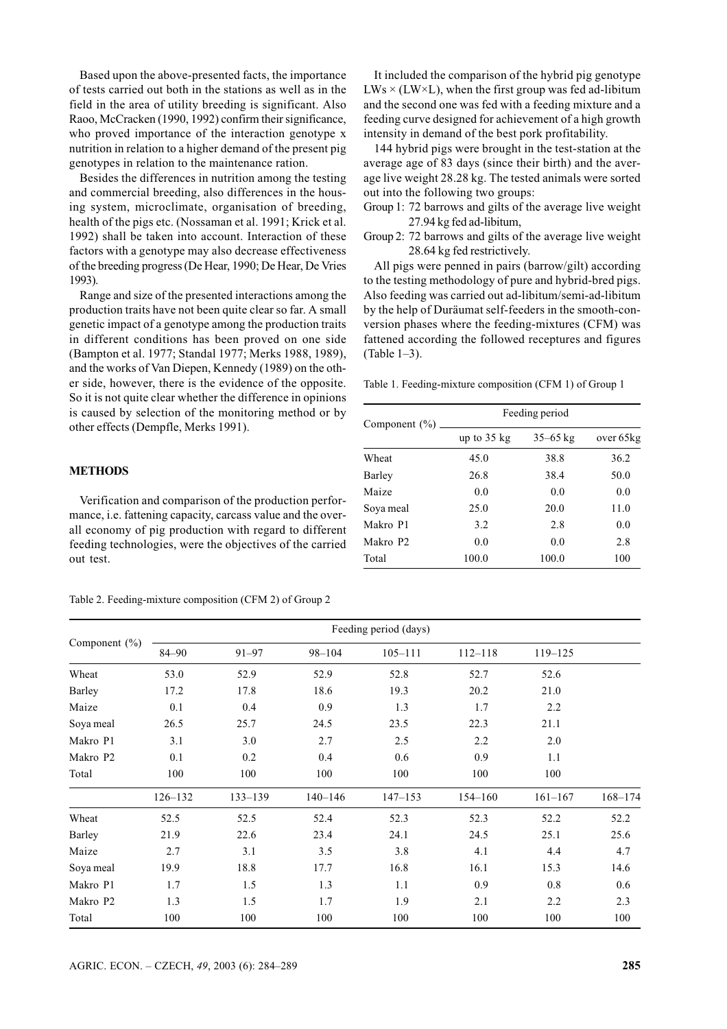Based upon the above-presented facts, the importance of tests carried out both in the stations as well as in the field in the area of utility breeding is significant. Also Raoo, McCracken (1990, 1992) confirm their significance, who proved importance of the interaction genotype x nutrition in relation to a higher demand of the present pig genotypes in relation to the maintenance ration.

Besides the differences in nutrition among the testing and commercial breeding, also differences in the housing system, microclimate, organisation of breeding, health of the pigs etc. (Nossaman et al. 1991; Krick et al. 1992) shall be taken into account. Interaction of these factors with a genotype may also decrease effectiveness of the breeding progress (De Hear, 1990; De Hear, De Vries 1993).

Range and size of the presented interactions among the production traits have not been quite clear so far. A small genetic impact of a genotype among the production traits in different conditions has been proved on one side (Bampton et al. 1977; Standal 1977; Merks 1988, 1989), and the works of Van Diepen, Kennedy (1989) on the other side, however, there is the evidence of the opposite. So it is not quite clear whether the difference in opinions is caused by selection of the monitoring method or by other effects (Dempfle, Merks 1991).

## METHODS

Verification and comparison of the production performance, i.e. fattening capacity, carcass value and the overall economy of pig production with regard to different feeding technologies, were the objectives of the carried out test.

It included the comparison of the hybrid pig genotype LWs × (LW×L), when the first group was fed ad-libitum and the second one was fed with a feeding mixture and a feeding curve designed for achievement of a high growth intensity in demand of the best pork profitability.

144 hybrid pigs were brought in the test-station at the average age of 83 days (since their birth) and the average live weight 28.28 kg. The tested animals were sorted out into the following two groups:

Group 1: 72 barrows and gilts of the average live weight 27.94 kg fed ad-libitum,

Group 2: 72 barrows and gilts of the average live weight 28.64 kg fed restrictively.

All pigs were penned in pairs (barrow/gilt) according to the testing methodology of pure and hybrid-bred pigs. Also feeding was carried out ad-libitum/semi-ad-libitum by the help of Duräumat self-feeders in the smooth-conversion phases where the feeding-mixtures (CFM) was fattened according the followed receptures and figures (Table 1–3).

Table 1. Feeding-mixture composition (CFM 1) of Group 1

| Component (%) | Feeding period | | |
|---|---|---|---|
| | up to 35 kg | 35–65 kg | over 65kg |
| Wheat | 45.0 | 38.8 | 36.2 |
| Barley | 26.8 | 38.4 | 50.0 |
| Maize | 0.0 | 0.0 | 0.0 |
| Soya meal | 25.0 | 20.0 | 11.0 |
| Makro P1 | 3.2 | 2.8 | 0.0 |
| Makro P2 | 0.0 | 0.0 | 2.8 |
| Total | 100.0 | 100.0 | 100 |

Table 2. Feeding-mixture composition (CFM 2) of Group 2

| Component (%) | Feeding period (days) | | | | | | |
|---|---|---|---|---|---|---|---|
| | 84–90 | 91–97 | 98–104 | 105–111 | 112–118 | 119–125 | |
| Wheat | 53.0 | 52.9 | 52.9 | 52.8 | 52.7 | 52.6 | |
| Barley | 17.2 | 17.8 | 18.6 | 19.3 | 20.2 | 21.0 | |
| Maize | 0.1 | 0.4 | 0.9 | 1.3 | 1.7 | 2.2 | |
| Soya meal | 26.5 | 25.7 | 24.5 | 23.5 | 22.3 | 21.1 | |
| Makro P1 | 3.1 | 3.0 | 2.7 | 2.5 | 2.2 | 2.0 | |
| Makro P2 | 0.1 | 0.2 | 0.4 | 0.6 | 0.9 | 1.1 | |
| Total | 100 | 100 | 100 | 100 | 100 | 100 | |
| | 126–132 | 133–139 | 140–146 | 147–153 | 154–160 | 161–167 | 168–174 |
| Wheat | 52.5 | 52.5 | 52.4 | 52.3 | 52.3 | 52.2 | 52.2 |
| Barley | 21.9 | 22.6 | 23.4 | 24.1 | 24.5 | 25.1 | 25.6 |
| Maize | 2.7 | 3.1 | 3.5 | 3.8 | 4.1 | 4.4 | 4.7 |
| Soya meal | 19.9 | 18.8 | 17.7 | 16.8 | 16.1 | 15.3 | 14.6 |
| Makro P1 | 1.7 | 1.5 | 1.3 | 1.1 | 0.9 | 0.8 | 0.6 |
| Makro P2 | 1.3 | 1.5 | 1.7 | 1.9 | 2.1 | 2.2 | 2.3 |
| Total | 100 | 100 | 100 | 100 | 100 | 100 | 100 |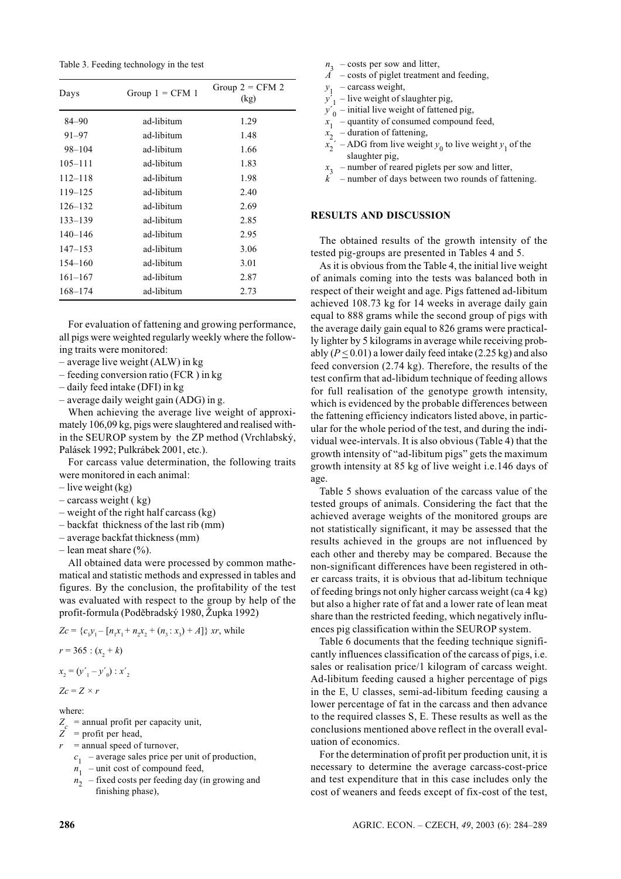Table 3. Feeding technology in the test

| Days | Group 1 = CFM 1 | Group 2 = CFM 2 (kg) |
|---|---|---|
| 84–90 | ad-libitum | 1.29 |
| 91–97 | ad-libitum | 1.48 |
| 98–104 | ad-libitum | 1.66 |
| 105–111 | ad-libitum | 1.83 |
| 112–118 | ad-libitum | 1.98 |
| 119–125 | ad-libitum | 2.40 |
| 126–132 | ad-libitum | 2.69 |
| 133–139 | ad-libitum | 2.85 |
| 140–146 | ad-libitum | 2.95 |
| 147–153 | ad-libitum | 3.06 |
| 154–160 | ad-libitum | 3.01 |
| 161–167 | ad-libitum | 2.87 |
| 168–174 | ad-libitum | 2.73 |

For evaluation of fattening and growing performance, all pigs were weighted regularly weekly where the following traits were monitored:

– average live weight (ALW) in kg
– feeding conversion ratio (FCR ) in kg
– daily feed intake (DFI) in kg
– average daily weight gain (ADG) in g.

When achieving the average live weight of approximately 106,09 kg, pigs were slaughtered and realised within the SEUROP system by the ZP method (Vrchlabský, Palásek 1992; Pulkrábek 2001, etc.).

For carcass value determination, the following traits were monitored in each animal:

– live weight (kg)
– carcass weight ( kg)
– weight of the right half carcass (kg)
– backfat thickness of the last rib (mm)
– average backfat thickness (mm)
– lean meat share (%).

All obtained data were processed by common mathematical and statistic methods and expressed in tables and figures. By the conclusion, the profitability of the test was evaluated with respect to the group by help of the profit-formula (Poděbradský 1980, Župka 1992)

$$Zc = \{c_1 y_1 - [n_1 x_1 + n_2 x_2 + (n_3 : x_3) + A]\}\ xr, \text{ while}$$

$$r = 365 : (x_2 + k)$$

$$x_2 = (y'_1 - y'_0) : x'_2$$

$$Zc = Z \times r$$

where:

$Z_c$ = annual profit per capacity unit,
$Z$ = profit per head,
$r$ = annual speed of turnover,
$c_1$ – average sales price per unit of production,
$n_1$ – unit cost of compound feed,
$n_2$ – fixed costs per feeding day (in growing and finishing phase),
$n_3$ – costs per sow and litter,
$A$ – costs of piglet treatment and feeding,
$y_1$ – carcass weight,
$y'_1$ – live weight of slaughter pig,
$y'_0$ – initial live weight of fattened pig,
$x_1$ – quantity of consumed compound feed,
$x_2$ – duration of fattening,
$x_2'$ – ADG from live weight $y_0$ to live weight $y_1$ of the slaughter pig,
$x_3$ – number of reared piglets per sow and litter,
$k$ – number of days between two rounds of fattening.

## RESULTS AND DISCUSSION

The obtained results of the growth intensity of the tested pig-groups are presented in Tables 4 and 5.

As it is obvious from the Table 4, the initial live weight of animals coming into the tests was balanced both in respect of their weight and age. Pigs fattened ad-libitum achieved 108.73 kg for 14 weeks in average daily gain equal to 888 grams while the second group of pigs with the average daily gain equal to 826 grams were practically lighter by 5 kilograms in average while receiving probably ($P \leq 0.01$) a lower daily feed intake (2.25 kg) and also feed conversion (2.74 kg). Therefore, the results of the test confirm that ad-libidum technique of feeding allows for full realisation of the genotype growth intensity, which is evidenced by the probable differences between the fattening efficiency indicators listed above, in particular for the whole period of the test, and during the individual wee-intervals. It is also obvious (Table 4) that the growth intensity of "ad-libitum pigs" gets the maximum growth intensity at 85 kg of live weight i.e.146 days of age.

Table 5 shows evaluation of the carcass value of the tested groups of animals. Considering the fact that the achieved average weights of the monitored groups are not statistically significant, it may be assessed that the results achieved in the groups are not influenced by each other and thereby may be compared. Because the non-significant differences have been registered in other carcass traits, it is obvious that ad-libitum technique of feeding brings not only higher carcass weight (ca 4 kg) but also a higher rate of fat and a lower rate of lean meat share than the restricted feeding, which negatively influences pig classification within the SEUROP system.

Table 6 documents that the feeding technique significantly influences classification of the carcass of pigs, i.e. sales or realisation price/1 kilogram of carcass weight. Ad-libitum feeding caused a higher percentage of pigs in the E, U classes, semi-ad-libitum feeding causing a lower percentage of fat in the carcass and then advance to the required classes S, E. These results as well as the conclusions mentioned above reflect in the overall evaluation of economics.

For the determination of profit per production unit, it is necessary to determine the average carcass-cost-price and test expenditure that in this case includes only the cost of weaners and feeds except of fix-cost of the test,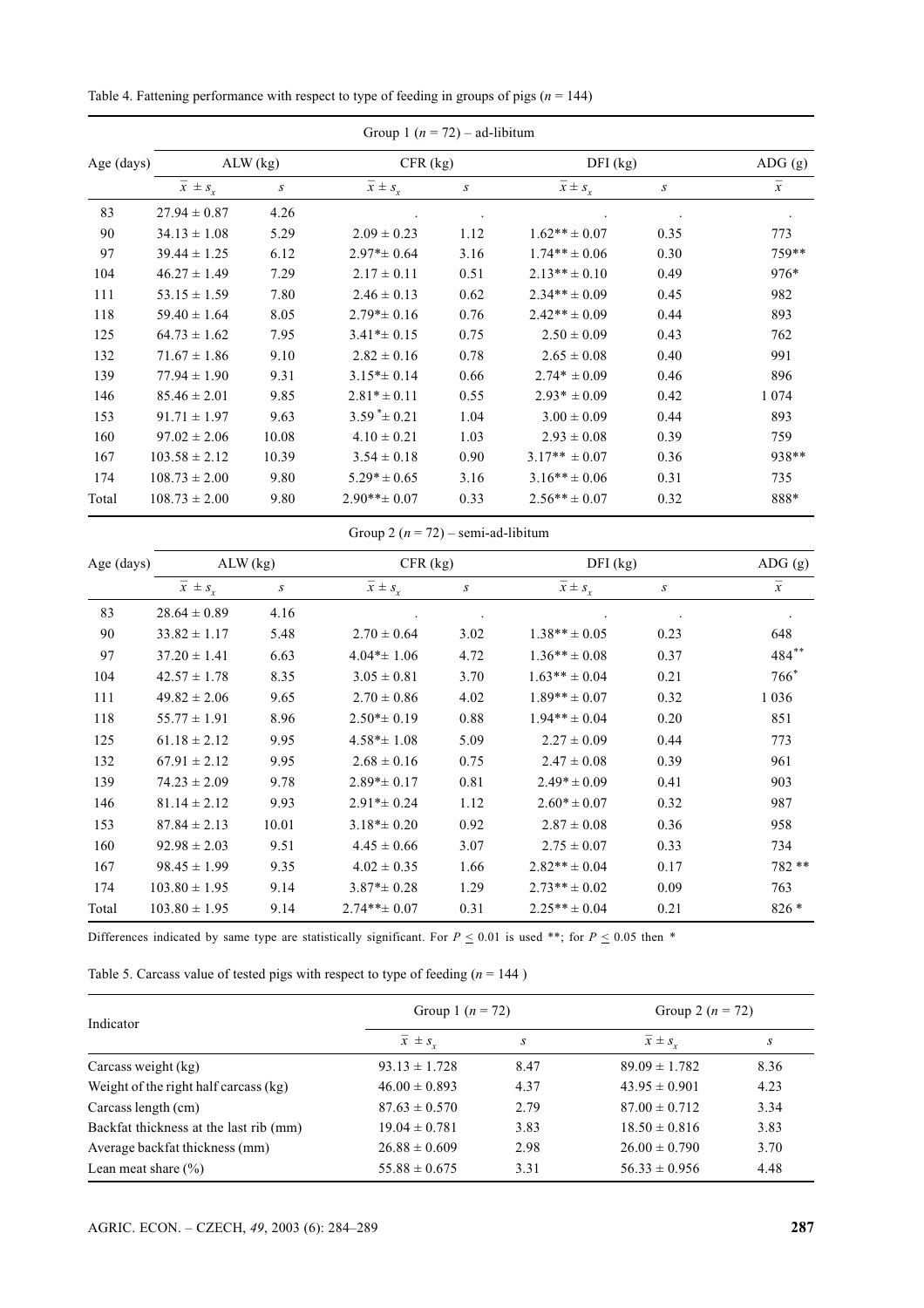Table 4. Fattening performance with respect to type of feeding in groups of pigs ($n$ = 144)

| Age (days) | ALW (kg) | | CFR (kg) | | DFI (kg) | | ADG (g) |
|---|---|---|---|---|---|---|---|
| | Group 1 ($n$ = 72) – ad-libitum | | | | | | |
| | $\bar{x} \pm s_x$ | $s$ | $\bar{x} \pm s_x$ | $s$ | $\bar{x} \pm s_x$ | $s$ | $\bar{x}$ |
| 83 | 27.94 ± 0.87 | 4.26 | . | . | . | . | . |
| 90 | 34.13 ± 1.08 | 5.29 | 2.09 ± 0.23 | 1.12 | 1.62** ± 0.07 | 0.35 | 773 |
| 97 | 39.44 ± 1.25 | 6.12 | 2.97*± 0.64 | 3.16 | 1.74** ± 0.06 | 0.30 | 759** |
| 104 | 46.27 ± 1.49 | 7.29 | 2.17 ± 0.11 | 0.51 | 2.13** ± 0.10 | 0.49 | 976* |
| 111 | 53.15 ± 1.59 | 7.80 | 2.46 ± 0.13 | 0.62 | 2.34** ± 0.09 | 0.45 | 982 |
| 118 | 59.40 ± 1.64 | 8.05 | 2.79*± 0.16 | 0.76 | 2.42** ± 0.09 | 0.44 | 893 |
| 125 | 64.73 ± 1.62 | 7.95 | 3.41*± 0.15 | 0.75 | 2.50 ± 0.09 | 0.43 | 762 |
| 132 | 71.67 ± 1.86 | 9.10 | 2.82 ± 0.16 | 0.78 | 2.65 ± 0.08 | 0.40 | 991 |
| 139 | 77.94 ± 1.90 | 9.31 | 3.15*± 0.14 | 0.66 | 2.74* ± 0.09 | 0.46 | 896 |
| 146 | 85.46 ± 2.01 | 9.85 | 2.81* ± 0.11 | 0.55 | 2.93* ± 0.09 | 0.42 | 1 074 |
| 153 | 91.71 ± 1.97 | 9.63 | 3.59 *± 0.21 | 1.04 | 3.00 ± 0.09 | 0.44 | 893 |
| 160 | 97.02 ± 2.06 | 10.08 | 4.10 ± 0.21 | 1.03 | 2.93 ± 0.08 | 0.39 | 759 |
| 167 | 103.58 ± 2.12 | 10.39 | 3.54 ± 0.18 | 0.90 | 3.17** ± 0.07 | 0.36 | 938** |
| 174 | 108.73 ± 2.00 | 9.80 | 5.29* ± 0.65 | 3.16 | 3.16** ± 0.06 | 0.31 | 735 |
| Total | 108.73 ± 2.00 | 9.80 | 2.90**± 0.07 | 0.33 | 2.56** ± 0.07 | 0.32 | 888* |
| | Group 2 ($n$ = 72) – semi-ad-libitum | | | | | | |
| | $\bar{x} \pm s_x$ | $s$ | $\bar{x} \pm s_x$ | $s$ | $\bar{x} \pm s_x$ | $s$ | $\bar{x}$ |
| 83 | 28.64 ± 0.89 | 4.16 | . | . | . | . | . |
| 90 | 33.82 ± 1.17 | 5.48 | 2.70 ± 0.64 | 3.02 | 1.38** ± 0.05 | 0.23 | 648 |
| 97 | 37.20 ± 1.41 | 6.63 | 4.04*± 1.06 | 4.72 | 1.36** ± 0.08 | 0.37 | 484** |
| 104 | 42.57 ± 1.78 | 8.35 | 3.05 ± 0.81 | 3.70 | 1.63** ± 0.04 | 0.21 | 766* |
| 111 | 49.82 ± 2.06 | 9.65 | 2.70 ± 0.86 | 4.02 | 1.89** ± 0.07 | 0.32 | 1 036 |
| 118 | 55.77 ± 1.91 | 8.96 | 2.50*± 0.19 | 0.88 | 1.94** ± 0.04 | 0.20 | 851 |
| 125 | 61.18 ± 2.12 | 9.95 | 4.58*± 1.08 | 5.09 | 2.27 ± 0.09 | 0.44 | 773 |
| 132 | 67.91 ± 2.12 | 9.95 | 2.68 ± 0.16 | 0.75 | 2.47 ± 0.08 | 0.39 | 961 |
| 139 | 74.23 ± 2.09 | 9.78 | 2.89*± 0.17 | 0.81 | 2.49* ± 0.09 | 0.41 | 903 |
| 146 | 81.14 ± 2.12 | 9.93 | 2.91*± 0.24 | 1.12 | 2.60* ± 0.07 | 0.32 | 987 |
| 153 | 87.84 ± 2.13 | 10.01 | 3.18*± 0.20 | 0.92 | 2.87 ± 0.08 | 0.36 | 958 |
| 160 | 92.98 ± 2.03 | 9.51 | 4.45 ± 0.66 | 3.07 | 2.75 ± 0.07 | 0.33 | 734 |
| 167 | 98.45 ± 1.99 | 9.35 | 4.02 ± 0.35 | 1.66 | 2.82** ± 0.04 | 0.17 | 782 ** |
| 174 | 103.80 ± 1.95 | 9.14 | 3.87*± 0.28 | 1.29 | 2.73** ± 0.02 | 0.09 | 763 |
| Total | 103.80 ± 1.95 | 9.14 | 2.74**± 0.07 | 0.31 | 2.25** ± 0.04 | 0.21 | 826 * |

Differences indicated by same type are statistically significant. For $P \leq 0.01$ is used **; for $P \leq 0.05$ then *

Table 5. Carcass value of tested pigs with respect to type of feeding ($n$ = 144 )

| Indicator | Group 1 ($n$ = 72) | | Group 2 ($n$ = 72) | |
|---|---|---|---|---|
| | $\bar{x} \pm s_x$ | $s$ | $\bar{x} \pm s_x$ | $s$ |
| Carcass weight (kg) | 93.13 ± 1.728 | 8.47 | 89.09 ± 1.782 | 8.36 |
| Weight of the right half carcass (kg) | 46.00 ± 0.893 | 4.37 | 43.95 ± 0.901 | 4.23 |
| Carcass length (cm) | 87.63 ± 0.570 | 2.79 | 87.00 ± 0.712 | 3.34 |
| Backfat thickness at the last rib (mm) | 19.04 ± 0.781 | 3.83 | 18.50 ± 0.816 | 3.83 |
| Average backfat thickness (mm) | 26.88 ± 0.609 | 2.98 | 26.00 ± 0.790 | 3.70 |
| Lean meat share (%) | 55.88 ± 0.675 | 3.31 | 56.33 ± 0.956 | 4.48 |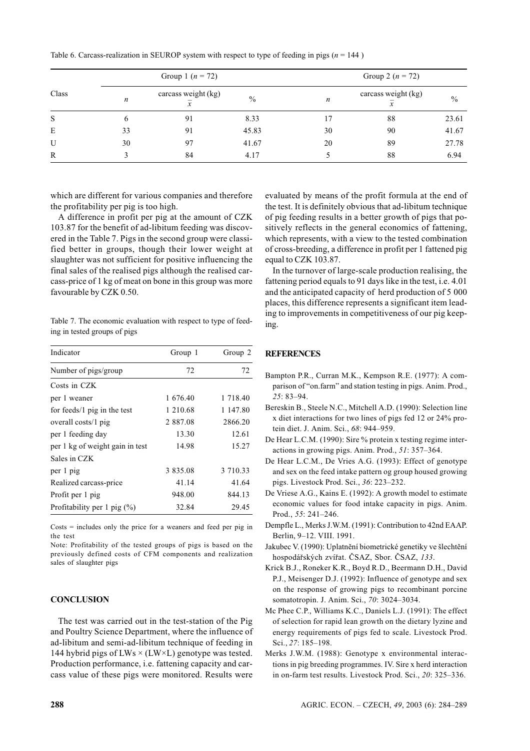Table 6. Carcass-realization in SEUROP system with respect to type of feeding in pigs ($n$ = 144 )

| Class | Group 1 ($n$ = 72) | | | Group 2 ($n$ = 72) | | |
|---|---|---|---|---|---|---|
| | $n$ | carcass weight (kg) $\bar{x}$ | % | $n$ | carcass weight (kg) $\bar{x}$ | % |
| S | 6 | 91 | 8.33 | 17 | 88 | 23.61 |
| E | 33 | 91 | 45.83 | 30 | 90 | 41.67 |
| U | 30 | 97 | 41.67 | 20 | 89 | 27.78 |
| R | 3 | 84 | 4.17 | 5 | 88 | 6.94 |

which are different for various companies and therefore the profitability per pig is too high.

A difference in profit per pig at the amount of CZK 103.87 for the benefit of ad-libitum feeding was discovered in the Table 7. Pigs in the second group were classified better in groups, though their lower weight at slaughter was not sufficient for positive influencing the final sales of the realised pigs although the realised carcass-price of 1 kg of meat on bone in this group was more favourable by CZK 0.50.

Table 7. The economic evaluation with respect to type of feeding in tested groups of pigs

| Indicator | Group 1 | Group 2 |
|---|---|---|
| Number of pigs/group | 72 | 72 |
| Costs in CZK | | |
| per 1 weaner | 1 676.40 | 1 718.40 |
| for feeds/1 pig in the test | 1 210.68 | 1 147.80 |
| overall costs/1 pig | 2 887.08 | 2866.20 |
| per 1 feeding day | 13.30 | 12.61 |
| per 1 kg of weight gain in test | 14.98 | 15.27 |
| Sales in CZK | | |
| per 1 pig | 3 835.08 | 3 710.33 |
| Realized carcass-price | 41.14 | 41.64 |
| Profit per 1 pig | 948.00 | 844.13 |
| Profitability per 1 pig (%) | 32.84 | 29.45 |

Costs = includes only the price for a weaners and feed per pig in the test

Note: Profitability of the tested groups of pigs is based on the previously defined costs of CFM components and realization sales of slaughter pigs

## CONCLUSION

The test was carried out in the test-station of the Pig and Poultry Science Department, where the influence of ad-libitum and semi-ad-libitum technique of feeding in 144 hybrid pigs of LWs × (LW×L) genotype was tested. Production performance, i.e. fattening capacity and carcass value of these pigs were monitored. Results were evaluated by means of the profit formula at the end of the test. It is definitely obvious that ad-libitum technique of pig feeding results in a better growth of pigs that positively reflects in the general economics of fattening, which represents, with a view to the tested combination of cross-breeding, a difference in profit per 1 fattened pig equal to CZK 103.87.

In the turnover of large-scale production realising, the fattening period equals to 91 days like in the test, i.e. 4.01 and the anticipated capacity of herd production of 5 000 places, this difference represents a significant item leading to improvements in competitiveness of our pig keeping.

## REFERENCES

Bampton P.R., Curran M.K., Kempson R.E. (1977): A comparison of "on.farm" and station testing in pigs. Anim. Prod., *25*: 83–94.

Bereskin B., Steele N.C., Mitchell A.D. (1990): Selection line x diet interactions for two lines of pigs fed 12 or 24% protein diet. J. Anim. Sci., *68*: 944–959.

De Hear L.C.M. (1990): Sire % protein x testing regime interactions in growing pigs. Anim. Prod., *51*: 357–364.

De Hear L.C.M., De Vries A.G. (1993): Effect of genotype and sex on the feed intake pattern og group housed growing pigs. Livestock Prod. Sci., *36*: 223–232.

De Vriese A.G., Kains E. (1992): A growth model to estimate economic values for food intake capacity in pigs. Anim. Prod., *55*: 241–246.

Dempfle L., Merks J.W.M. (1991): Contribution to 42nd EAAP. Berlin, 9–12. VIII. 1991.

Jakubec V. (1990): Uplatnění biometrické genetiky ve šlechtění hospodářských zvířat. ČSAZ, Sbor. ČSAZ, *133*.

Krick B.J., Roneker K.R., Boyd R.D., Beermann D.H., David P.J., Meisenger D.J. (1992): Influence of genotype and sex on the response of growing pigs to recombinant porcine somatotropin. J. Anim. Sci., *70*: 3024–3034.

Mc Phee C.P., Williams K.C., Daniels L.J. (1991): The effect of selection for rapid lean growth on the dietary lyzine and energy requirements of pigs fed to scale. Livestock Prod. Sci., *27*: 185–198.

Merks J.W.M. (1988): Genotype x environmental interactions in pig breeding programmes. IV. Sire x herd interaction in on-farm test results. Livestock Prod. Sci., *20*: 325–336.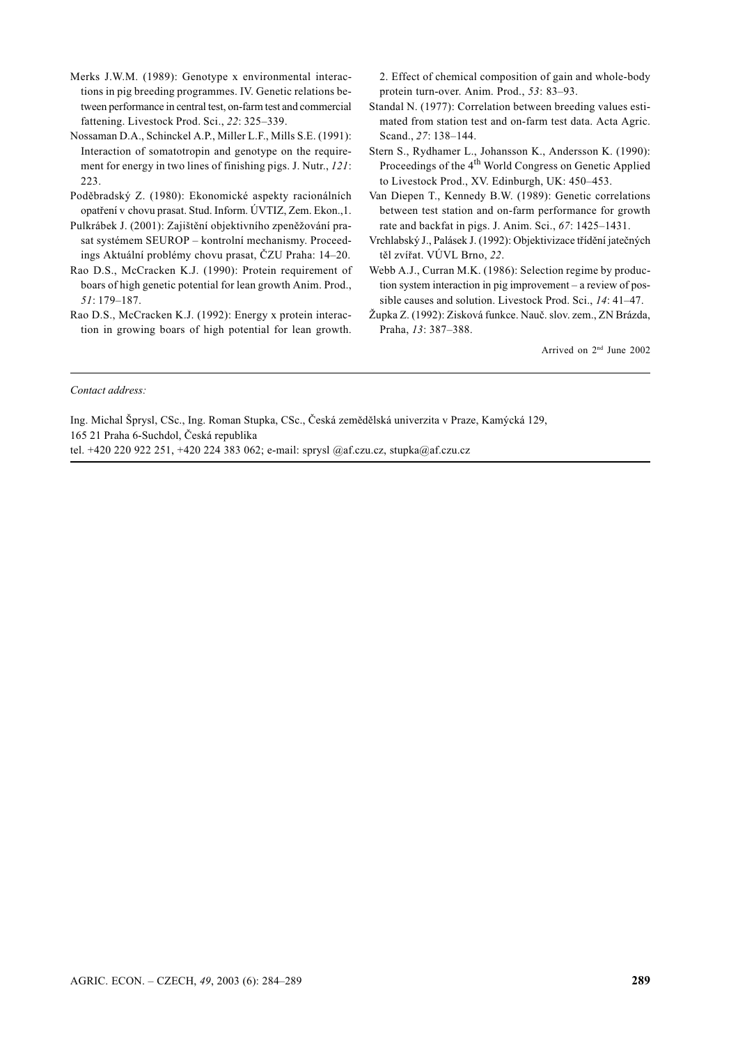Merks J.W.M. (1989): Genotype x environmental interactions in pig breeding programmes. IV. Genetic relations between performance in central test, on-farm test and commercial fattening. Livestock Prod. Sci., *22*: 325–339.

Nossaman D.A., Schinckel A.P., Miller L.F., Mills S.E. (1991): Interaction of somatotropin and genotype on the requirement for energy in two lines of finishing pigs. J. Nutr., *121*: 223.

Poděbradský Z. (1980): Ekonomické aspekty racionálních opatření v chovu prasat. Stud. Inform. ÚVTIZ, Zem. Ekon.,1.

Pulkrábek J. (2001): Zajištění objektivního zpeněžování prasat systémem SEUROP – kontrolní mechanismy. Proceedings Aktuální problémy chovu prasat, ČZU Praha: 14–20.

Rao D.S., McCracken K.J. (1990): Protein requirement of boars of high genetic potential for lean growth Anim. Prod., *51*: 179–187.

Rao D.S., McCracken K.J. (1992): Energy x protein interaction in growing boars of high potential for lean growth. 2. Effect of chemical composition of gain and whole-body protein turn-over. Anim. Prod., *53*: 83–93.

Standal N. (1977): Correlation between breeding values estimated from station test and on-farm test data. Acta Agric. Scand., *27*: 138–144.

Stern S., Rydhamer L., Johansson K., Andersson K. (1990): Proceedings of the 4th World Congress on Genetic Applied to Livestock Prod., XV. Edinburgh, UK: 450–453.

Van Diepen T., Kennedy B.W. (1989): Genetic correlations between test station and on-farm performance for growth rate and backfat in pigs. J. Anim. Sci., *67*: 1425–1431.

Vrchlabský J., Palásek J. (1992): Objektivizace třídění jatečných těl zvířat. VÚVL Brno, *22*.

Webb A.J., Curran M.K. (1986): Selection regime by production system interaction in pig improvement – a review of possible causes and solution. Livestock Prod. Sci., *14*: 41–47.

Župka Z. (1992): Zisková funkce. Nauč. slov. zem., ZN Brázda, Praha, *13*: 387–388.

Arrived on 2nd June 2002

---

*Contact address:*

Ing. Michal Šprysl, CSc., Ing. Roman Stupka, CSc., Česká zemědělská univerzita v Praze, Kamýcká 129, 165 21 Praha 6-Suchdol, Česká republika
tel. +420 220 922 251, +420 224 383 062; e-mail: sprysl @af.czu.cz, stupka@af.czu.cz